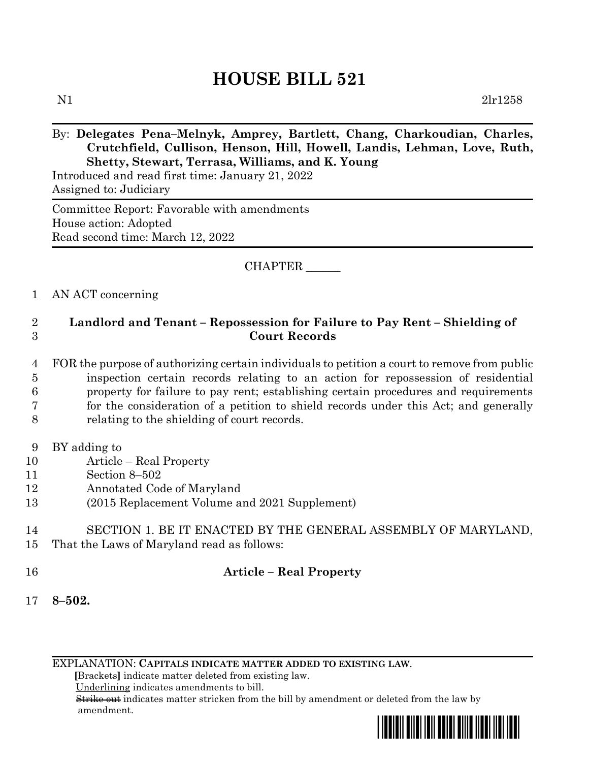# HOUSE BILL 521

N1 2lr1258

By: **Delegates Pena–Melnyk, Amprey, Bartlett, Chang, Charkoudian, Charles, Crutchfield, Cullison, Henson, Hill, Howell, Landis, Lehman, Love, Ruth, Shetty, Stewart, Terrasa, Williams, and K. Young**

Introduced and read first time: January 21, 2022
Assigned to: Judiciary

Committee Report: Favorable with amendments
House action: Adopted
Read second time: March 12, 2022

CHAPTER ______

1 AN ACT concerning

2 **Landlord and Tenant – Repossession for Failure to Pay Rent – Shielding of**
3 **Court Records**

4 FOR the purpose of authorizing certain individuals to petition a court to remove from public
5 inspection certain records relating to an action for repossession of residential
6 property for failure to pay rent; establishing certain procedures and requirements
7 for the consideration of a petition to shield records under this Act; and generally
8 relating to the shielding of court records.

9 BY adding to
10 Article – Real Property
11 Section 8–502
12 Annotated Code of Maryland
13 (2015 Replacement Volume and 2021 Supplement)

14 SECTION 1. BE IT ENACTED BY THE GENERAL ASSEMBLY OF MARYLAND,
15 That the Laws of Maryland read as follows:

16 **Article – Real Property**

17 **8–502.**

EXPLANATION: **CAPITALS INDICATE MATTER ADDED TO EXISTING LAW.**
**[**Brackets**]** indicate matter deleted from existing law.
Underlining indicates amendments to bill.
~~Strike out~~ indicates matter stricken from the bill by amendment or deleted from the law by amendment.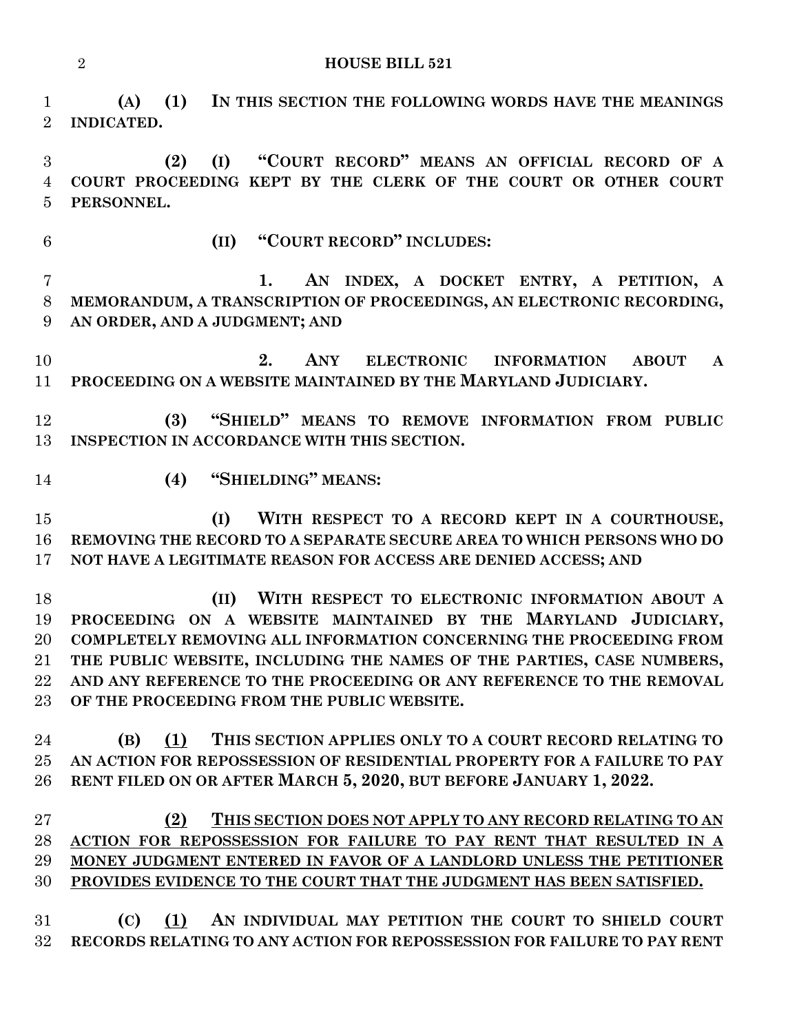**(A) (1) IN THIS SECTION THE FOLLOWING WORDS HAVE THE MEANINGS INDICATED.**

**(2) (I) "COURT RECORD" MEANS AN OFFICIAL RECORD OF A COURT PROCEEDING KEPT BY THE CLERK OF THE COURT OR OTHER COURT PERSONNEL.**

**(II) "COURT RECORD" INCLUDES:**

**1. AN INDEX, A DOCKET ENTRY, A PETITION, A MEMORANDUM, A TRANSCRIPTION OF PROCEEDINGS, AN ELECTRONIC RECORDING, AN ORDER, AND A JUDGMENT; AND**

**2. ANY ELECTRONIC INFORMATION ABOUT A PROCEEDING ON A WEBSITE MAINTAINED BY THE MARYLAND JUDICIARY.**

**(3) "SHIELD" MEANS TO REMOVE INFORMATION FROM PUBLIC INSPECTION IN ACCORDANCE WITH THIS SECTION.**

**(4) "SHIELDING" MEANS:**

**(I) WITH RESPECT TO A RECORD KEPT IN A COURTHOUSE, REMOVING THE RECORD TO A SEPARATE SECURE AREA TO WHICH PERSONS WHO DO NOT HAVE A LEGITIMATE REASON FOR ACCESS ARE DENIED ACCESS; AND**

**(II) WITH RESPECT TO ELECTRONIC INFORMATION ABOUT A PROCEEDING ON A WEBSITE MAINTAINED BY THE MARYLAND JUDICIARY, COMPLETELY REMOVING ALL INFORMATION CONCERNING THE PROCEEDING FROM THE PUBLIC WEBSITE, INCLUDING THE NAMES OF THE PARTIES, CASE NUMBERS, AND ANY REFERENCE TO THE PROCEEDING OR ANY REFERENCE TO THE REMOVAL OF THE PROCEEDING FROM THE PUBLIC WEBSITE.**

**(B) <u>(1)</u> THIS SECTION APPLIES ONLY TO A COURT RECORD RELATING TO AN ACTION FOR REPOSSESSION OF RESIDENTIAL PROPERTY FOR A FAILURE TO PAY RENT FILED ON OR AFTER MARCH 5, 2020, BUT BEFORE JANUARY 1, 2022.**

**<u>(2) THIS SECTION DOES NOT APPLY TO ANY RECORD RELATING TO AN ACTION FOR REPOSSESSION FOR FAILURE TO PAY RENT THAT RESULTED IN A MONEY JUDGMENT ENTERED IN FAVOR OF A LANDLORD UNLESS THE PETITIONER PROVIDES EVIDENCE TO THE COURT THAT THE JUDGMENT HAS BEEN SATISFIED.</u>**

**(C) <u>(1)</u> AN INDIVIDUAL MAY PETITION THE COURT TO SHIELD COURT RECORDS RELATING TO ANY ACTION FOR REPOSSESSION FOR FAILURE TO PAY RENT**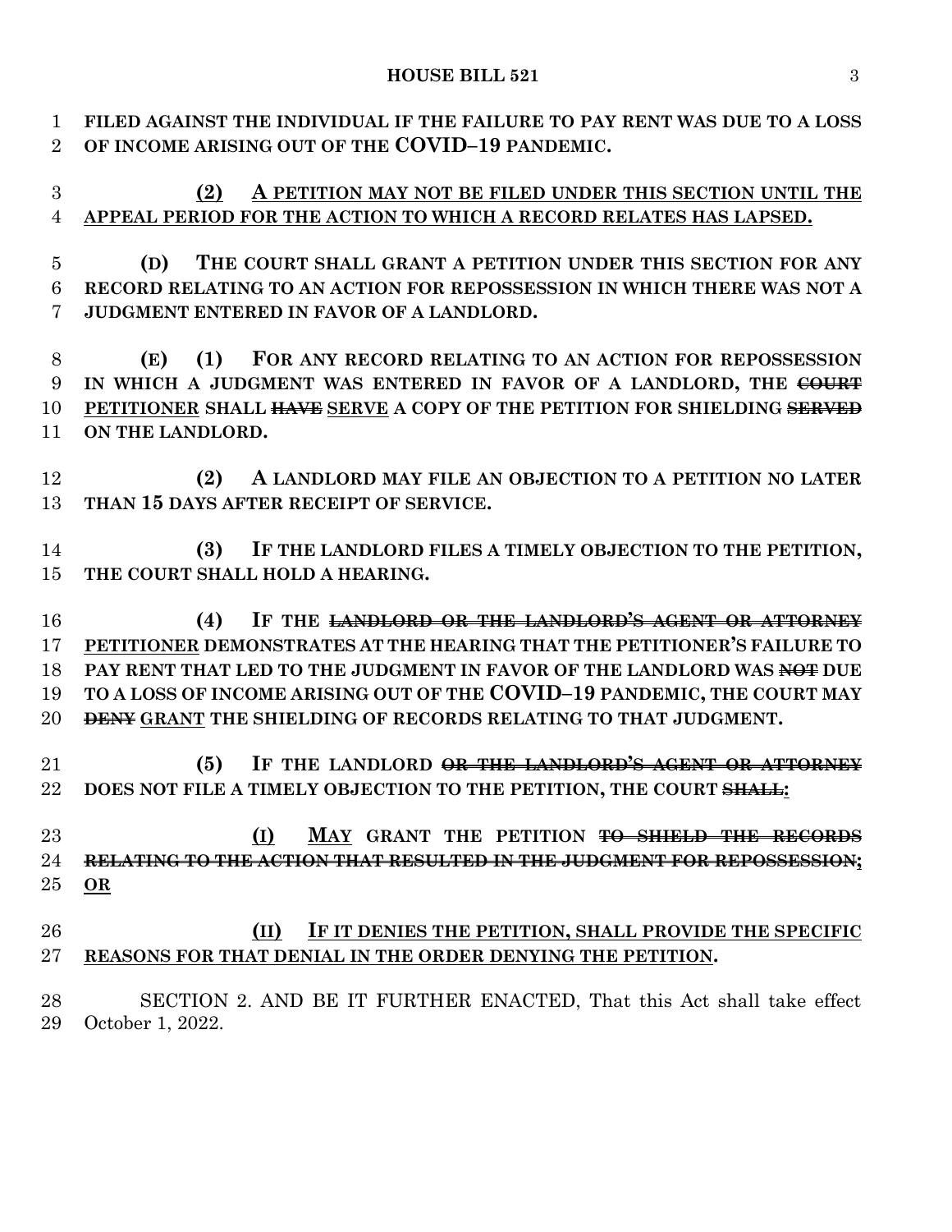FILED AGAINST THE INDIVIDUAL IF THE FAILURE TO PAY RENT WAS DUE TO A LOSS OF INCOME ARISING OUT OF THE COVID–19 PANDEMIC.

(2) A PETITION MAY NOT BE FILED UNDER THIS SECTION UNTIL THE APPEAL PERIOD FOR THE ACTION TO WHICH A RECORD RELATES HAS LAPSED.

(D) THE COURT SHALL GRANT A PETITION UNDER THIS SECTION FOR ANY RECORD RELATING TO AN ACTION FOR REPOSSESSION IN WHICH THERE WAS NOT A JUDGMENT ENTERED IN FAVOR OF A LANDLORD.

(E) (1) FOR ANY RECORD RELATING TO AN ACTION FOR REPOSSESSION IN WHICH A JUDGMENT WAS ENTERED IN FAVOR OF A LANDLORD, THE ~~COURT~~ PETITIONER SHALL ~~HAVE~~ SERVE A COPY OF THE PETITION FOR SHIELDING ~~SERVED~~ ON THE LANDLORD.

(2) A LANDLORD MAY FILE AN OBJECTION TO A PETITION NO LATER THAN 15 DAYS AFTER RECEIPT OF SERVICE.

(3) IF THE LANDLORD FILES A TIMELY OBJECTION TO THE PETITION, THE COURT SHALL HOLD A HEARING.

(4) IF THE ~~LANDLORD OR THE LANDLORD'S AGENT OR ATTORNEY~~ PETITIONER DEMONSTRATES AT THE HEARING THAT THE PETITIONER'S FAILURE TO PAY RENT THAT LED TO THE JUDGMENT IN FAVOR OF THE LANDLORD WAS ~~NOT~~ DUE TO A LOSS OF INCOME ARISING OUT OF THE COVID–19 PANDEMIC, THE COURT MAY ~~DENY~~ GRANT THE SHIELDING OF RECORDS RELATING TO THAT JUDGMENT.

(5) IF THE LANDLORD ~~OR THE LANDLORD'S AGENT OR ATTORNEY~~ DOES NOT FILE A TIMELY OBJECTION TO THE PETITION, THE COURT ~~SHALL~~:

(I) MAY GRANT THE PETITION ~~TO SHIELD THE RECORDS RELATING TO THE ACTION THAT RESULTED IN THE JUDGMENT FOR REPOSSESSION~~; OR

(II) IF IT DENIES THE PETITION, SHALL PROVIDE THE SPECIFIC REASONS FOR THAT DENIAL IN THE ORDER DENYING THE PETITION.

SECTION 2. AND BE IT FURTHER ENACTED, That this Act shall take effect October 1, 2022.